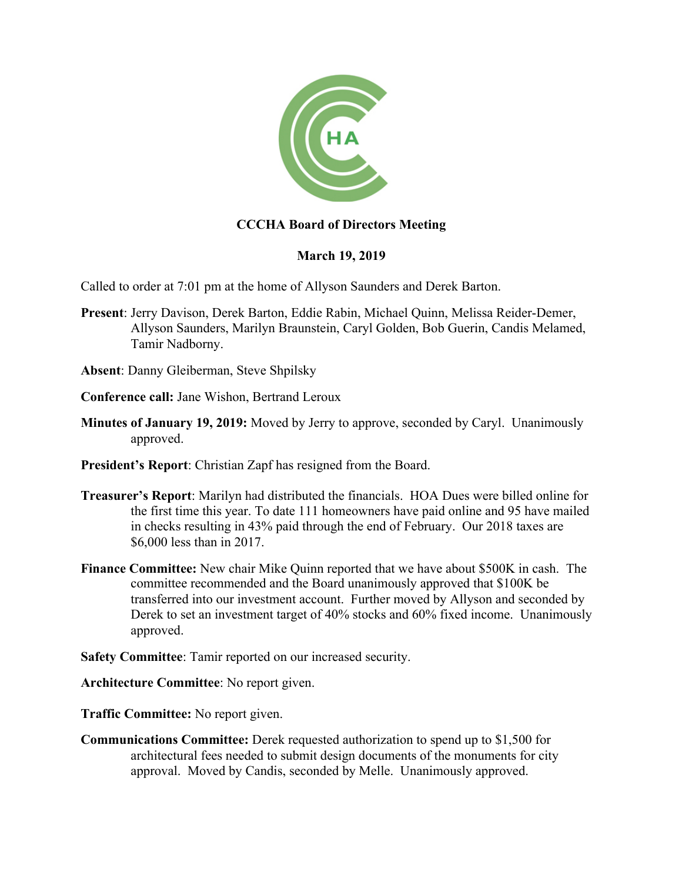**CCCHA Board of Directors Meeting**

**March 19, 2019**

Called to order at 7:01 pm at the home of Allyson Saunders and Derek Barton.

**Present**: Jerry Davison, Derek Barton, Eddie Rabin, Michael Quinn, Melissa Reider-Demer, Allyson Saunders, Marilyn Braunstein, Caryl Golden, Bob Guerin, Candis Melamed, Tamir Nadborny.

**Absent**: Danny Gleiberman, Steve Shpilsky

**Conference call:** Jane Wishon, Bertrand Leroux

**Minutes of January 19, 2019:** Moved by Jerry to approve, seconded by Caryl. Unanimously approved.

**President's Report**: Christian Zapf has resigned from the Board.

**Treasurer's Report**: Marilyn had distributed the financials. HOA Dues were billed online for the first time this year. To date 111 homeowners have paid online and 95 have mailed in checks resulting in 43% paid through the end of February. Our 2018 taxes are $6,000 less than in 2017.

**Finance Committee:** New chair Mike Quinn reported that we have about $500K in cash. The committee recommended and the Board unanimously approved that $100K be transferred into our investment account. Further moved by Allyson and seconded by Derek to set an investment target of 40% stocks and 60% fixed income. Unanimously approved.

**Safety Committee**: Tamir reported on our increased security.

**Architecture Committee**: No report given.

**Traffic Committee:** No report given.

**Communications Committee:** Derek requested authorization to spend up to $1,500 for architectural fees needed to submit design documents of the monuments for city approval. Moved by Candis, seconded by Melle. Unanimously approved.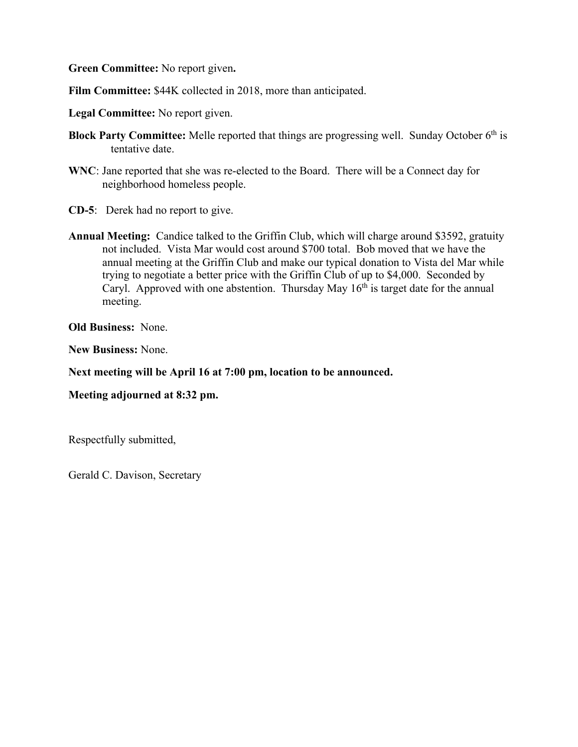**Green Committee:** No report given**.**

**Film Committee:** $44K collected in 2018, more than anticipated.

**Legal Committee:** No report given.

**Block Party Committee:** Melle reported that things are progressing well. Sunday October 6th is tentative date.

**WNC**: Jane reported that she was re-elected to the Board. There will be a Connect day for neighborhood homeless people.

**CD-5**: Derek had no report to give.

**Annual Meeting:** Candice talked to the Griffin Club, which will charge around $3592, gratuity not included. Vista Mar would cost around $700 total. Bob moved that we have the annual meeting at the Griffin Club and make our typical donation to Vista del Mar while trying to negotiate a better price with the Griffin Club of up to $4,000. Seconded by Caryl. Approved with one abstention. Thursday May 16th is target date for the annual meeting.

**Old Business:** None.

**New Business:** None.

**Next meeting will be April 16 at 7:00 pm, location to be announced.**

**Meeting adjourned at 8:32 pm.**

Respectfully submitted,

Gerald C. Davison, Secretary